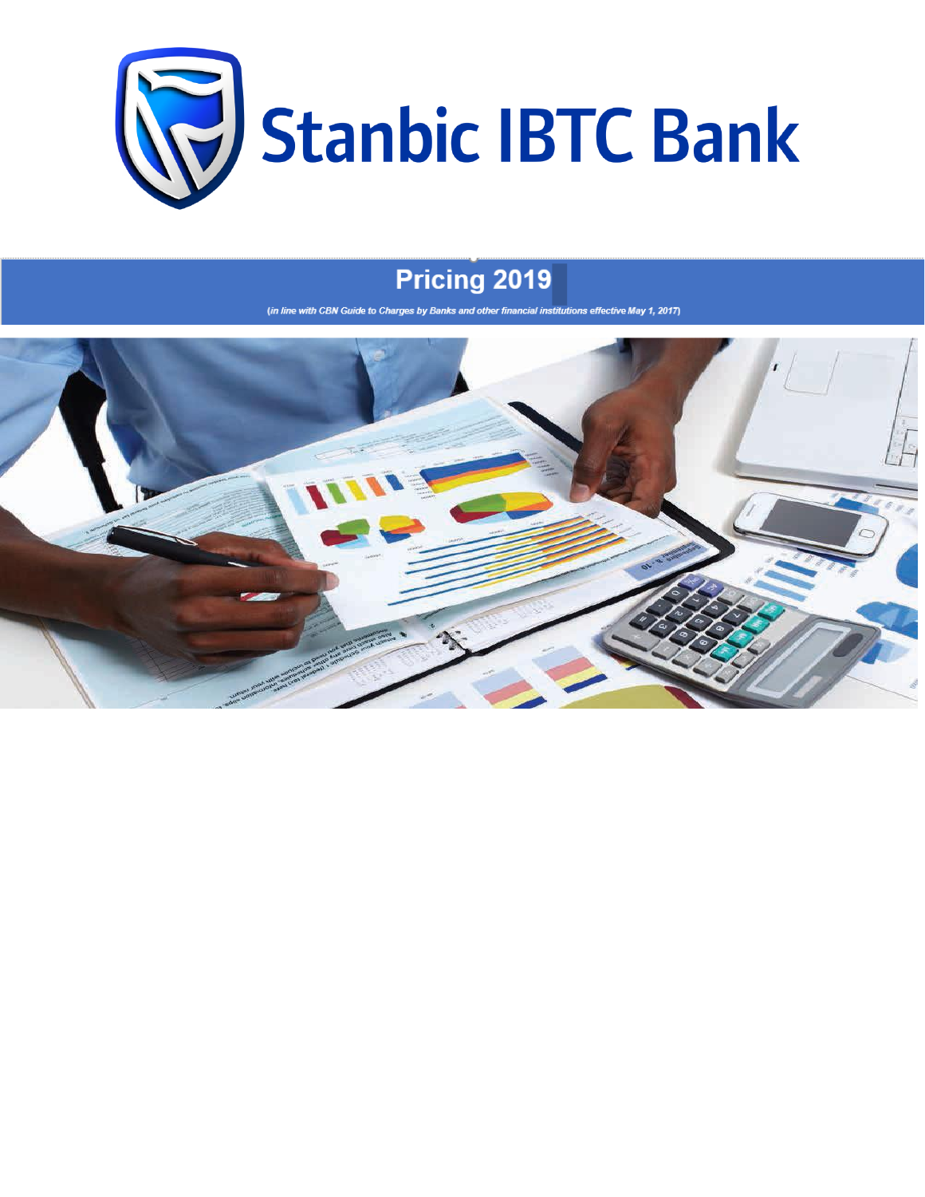# Stanbic IBTC Bank

## Pricing 2019

*(in line with CBN Guide to Charges by Banks and other financial institutions effective May 1, 2017)*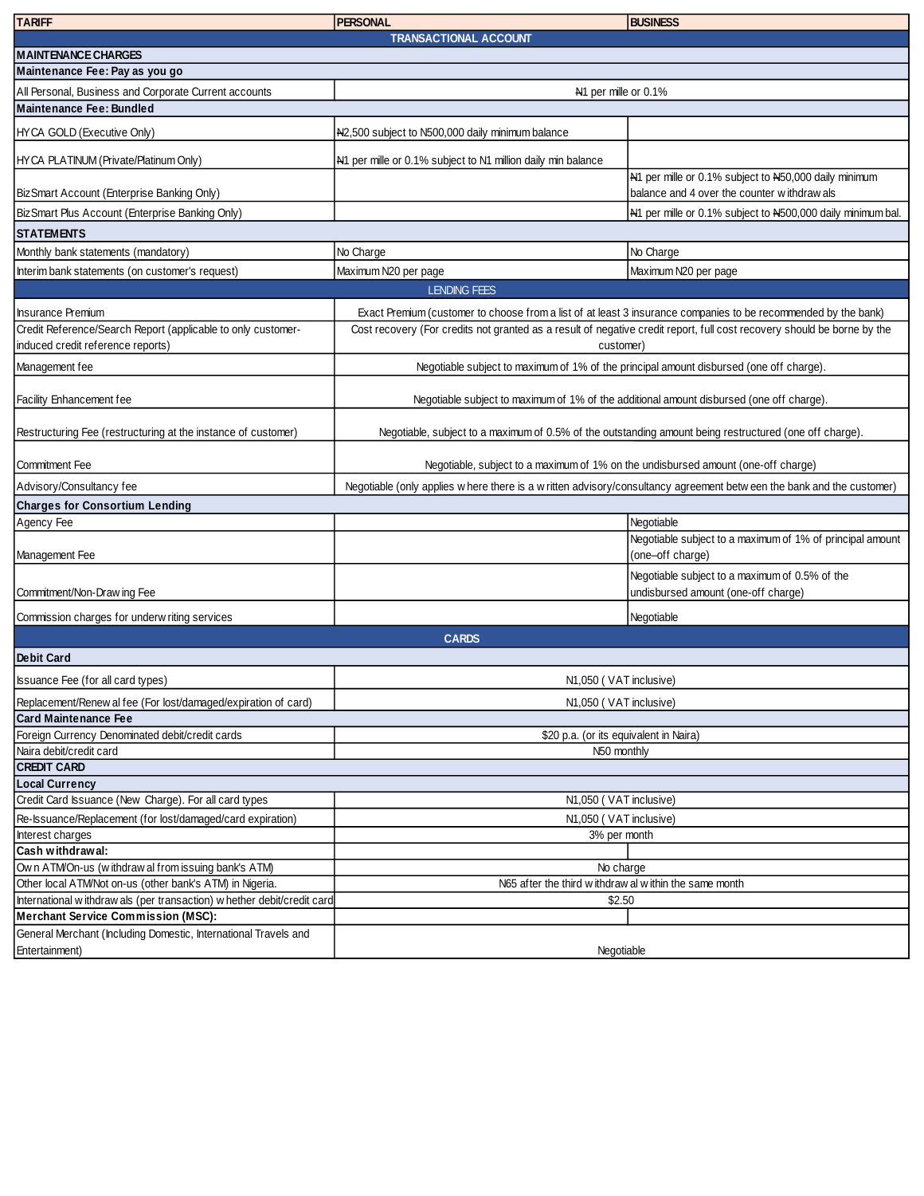| TARIFF | PERSONAL | BUSINESS |
|---|---|---|
| **TRANSACTIONAL ACCOUNT** | | |
| **MAINTENANCE CHARGES** | | |
| **Maintenance Fee: Pay as you go** | | |
| All Personal, Business and Corporate Current accounts | ₦1 per mille or 0.1% | |
| **Maintenance Fee: Bundled** | | |
| HYCA GOLD (Executive Only) | ₦2,500 subject to N500,000 daily minimum balance | |
| HYCA PLATINUM (Private/Platinum Only) | ₦1 per mille or 0.1% subject to N1 million daily min balance | |
| BizSmart Account (Enterprise Banking Only) | | ₦1 per mille or 0.1% subject to ₦50,000 daily minimum balance and 4 over the counter withdrawals |
| BizSmart Plus Account (Enterprise Banking Only) | | ₦1 per mille or 0.1% subject to ₦500,000 daily minimum bal. |
| **STATEMENTS** | | |
| Monthly bank statements (mandatory) | No Charge | No Charge |
| Interim bank statements (on customer's request) | Maximum N20 per page | Maximum N20 per page |
| **LENDING FEES** | | |
| Insurance Premium | Exact Premium (customer to choose from a list of at least 3 insurance companies to be recommended by the bank) | |
| Credit Reference/Search Report (applicable to only customer-induced credit reference reports) | Cost recovery (For credits not granted as a result of negative credit report, full cost recovery should be borne by the customer) | |
| Management fee | Negotiable subject to maximum of 1% of the principal amount disbursed (one off charge). | |
| Facility Enhancement fee | Negotiable subject to maximum of 1% of the additional amount disbursed (one off charge). | |
| Restructuring Fee (restructuring at the instance of customer) | Negotiable, subject to a maximum of 0.5% of the outstanding amount being restructured (one off charge). | |
| Commitment Fee | Negotiable, subject to a maximum of 1% on the undisbursed amount (one-off charge) | |
| Advisory/Consultancy fee | Negotiable (only applies where there is a written advisory/consultancy agreement between the bank and the customer) | |
| **Charges for Consortium Lending** | | |
| Agency Fee | | Negotiable |
| Management Fee | | Negotiable subject to a maximum of 1% of principal amount (one–off charge) |
| Commitment/Non-Drawing Fee | | Negotiable subject to a maximum of 0.5% of the undisbursed amount (one-off charge) |
| Commission charges for underwriting services | | Negotiable |
| **CARDS** | | |
| **Debit Card** | | |
| Issuance Fee (for all card types) | N1,050 ( VAT inclusive) | |
| Replacement/Renewal fee (For lost/damaged/expiration of card) | N1,050 ( VAT inclusive) | |
| **Card Maintenance Fee** | | |
| Foreign Currency Denominated debit/credit cards | $20 p.a. (or its equivalent in Naira) | |
| Naira debit/credit card | N50 monthly | |
| **CREDIT CARD** | | |
| **Local Currency** | | |
| Credit Card Issuance (New Charge). For all card types | N1,050 ( VAT inclusive) | |
| Re-Issuance/Replacement (for lost/damaged/card expiration) | N1,050 ( VAT inclusive) | |
| Interest charges | 3% per month | |
| **Cash withdrawal:** | | |
| Own ATM/On-us (withdrawal from issuing bank's ATM) | No charge | |
| Other local ATM/Not on-us (other bank's ATM) in Nigeria. | N65 after the third withdrawal within the same month | |
| International withdrawals (per transaction) whether debit/credit card | $2.50 | |
| **Merchant Service Commission (MSC):** | | |
| General Merchant (Including Domestic, International Travels and Entertainment) | Negotiable | |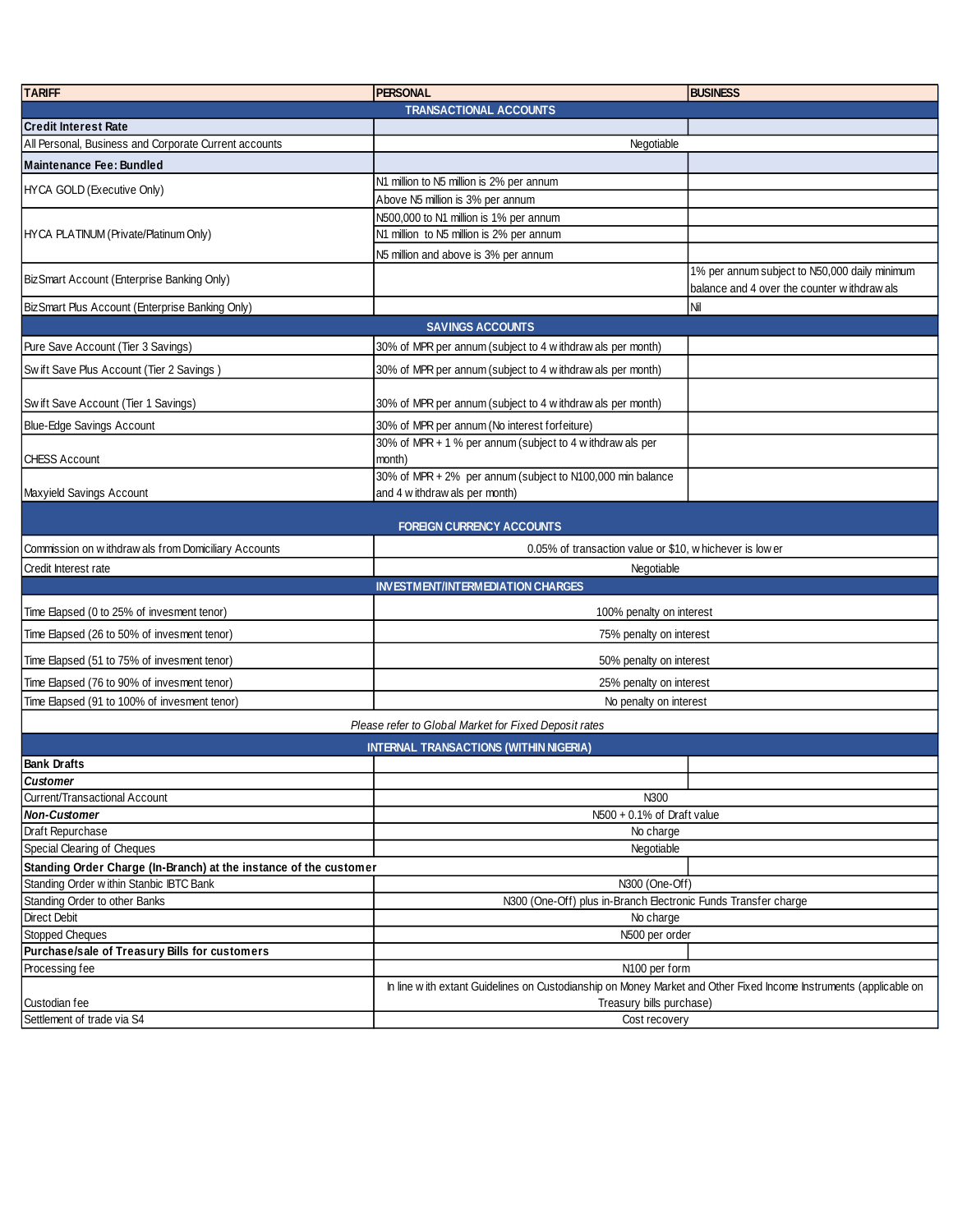| TARIFF | PERSONAL | BUSINESS |
|---|---|---|
| **TRANSACTIONAL ACCOUNTS** | | |
| **Credit Interest Rate** | | |
| All Personal, Business and Corporate Current accounts | Negotiable | |
| **Maintenance Fee: Bundled** | | |
| HYCA GOLD (Executive Only) | N1 million to N5 million is 2% per annum | |
| | Above N5 million is 3% per annum | |
| HYCA PLATINUM (Private/Platinum Only) | N500,000 to N1 million is 1% per annum | |
| | N1 million to N5 million is 2% per annum | |
| | N5 million and above is 3% per annum | |
| BizSmart Account (Enterprise Banking Only) | | 1% per annum subject to N50,000 daily minimum balance and 4 over the counter withdrawals |
| BizSmart Plus Account (Enterprise Banking Only) | | Nil |
| **SAVINGS ACCOUNTS** | | |
| Pure Save Account (Tier 3 Savings) | 30% of MPR per annum (subject to 4 withdrawals per month) | |
| Swift Save Plus Account (Tier 2 Savings ) | 30% of MPR per annum (subject to 4 withdrawals per month) | |
| Swift Save Account (Tier 1 Savings) | 30% of MPR per annum (subject to 4 withdrawals per month) | |
| Blue-Edge Savings Account | 30% of MPR per annum (No interest forfeiture) | |
| CHESS Account | 30% of MPR + 1 % per annum (subject to 4 withdrawals per month) | |
| Maxyield Savings Account | 30% of MPR + 2% per annum (subject to N100,000 min balance and 4 withdrawals per month) | |
| **FOREIGN CURRENCY ACCOUNTS** | | |
| Commission on withdrawals from Domiciliary Accounts | 0.05% of transaction value or $10, whichever is lower | |
| Credit Interest rate | Negotiable | |
| **INVESTMENT/INTERMEDIATION CHARGES** | | |
| Time Elapsed (0 to 25% of invesment tenor) | 100% penalty on interest | |
| Time Elapsed (26 to 50% of invesment tenor) | 75% penalty on interest | |
| Time Elapsed (51 to 75% of invesment tenor) | 50% penalty on interest | |
| Time Elapsed (76 to 90% of invesment tenor) | 25% penalty on interest | |
| Time Elapsed (91 to 100% of invesment tenor) | No penalty on interest | |
| *Please refer to Global Market for Fixed Deposit rates* | | |
| **INTERNAL TRANSACTIONS (WITHIN NIGERIA)** | | |
| **Bank Drafts** | | |
| ***Customer*** | | |
| Current/Transactional Account | N300 | |
| ***Non-Customer*** | N500 + 0.1% of Draft value | |
| Draft Repurchase | No charge | |
| Special Clearing of Cheques | Negotiable | |
| **Standing Order Charge (In-Branch) at the instance of the customer** | | |
| Standing Order within Stanbic IBTC Bank | N300 (One-Off) | |
| Standing Order to other Banks | N300 (One-Off) plus in-Branch Electronic Funds Transfer charge | |
| Direct Debit | No charge | |
| Stopped Cheques | N500 per order | |
| **Purchase/sale of Treasury Bills for customers** | | |
| Processing fee | N100 per form | |
| Custodian fee | In line with extant Guidelines on Custodianship on Money Market and Other Fixed Income Instruments (applicable on Treasury bills purchase) | |
| Settlement of trade via S4 | Cost recovery | |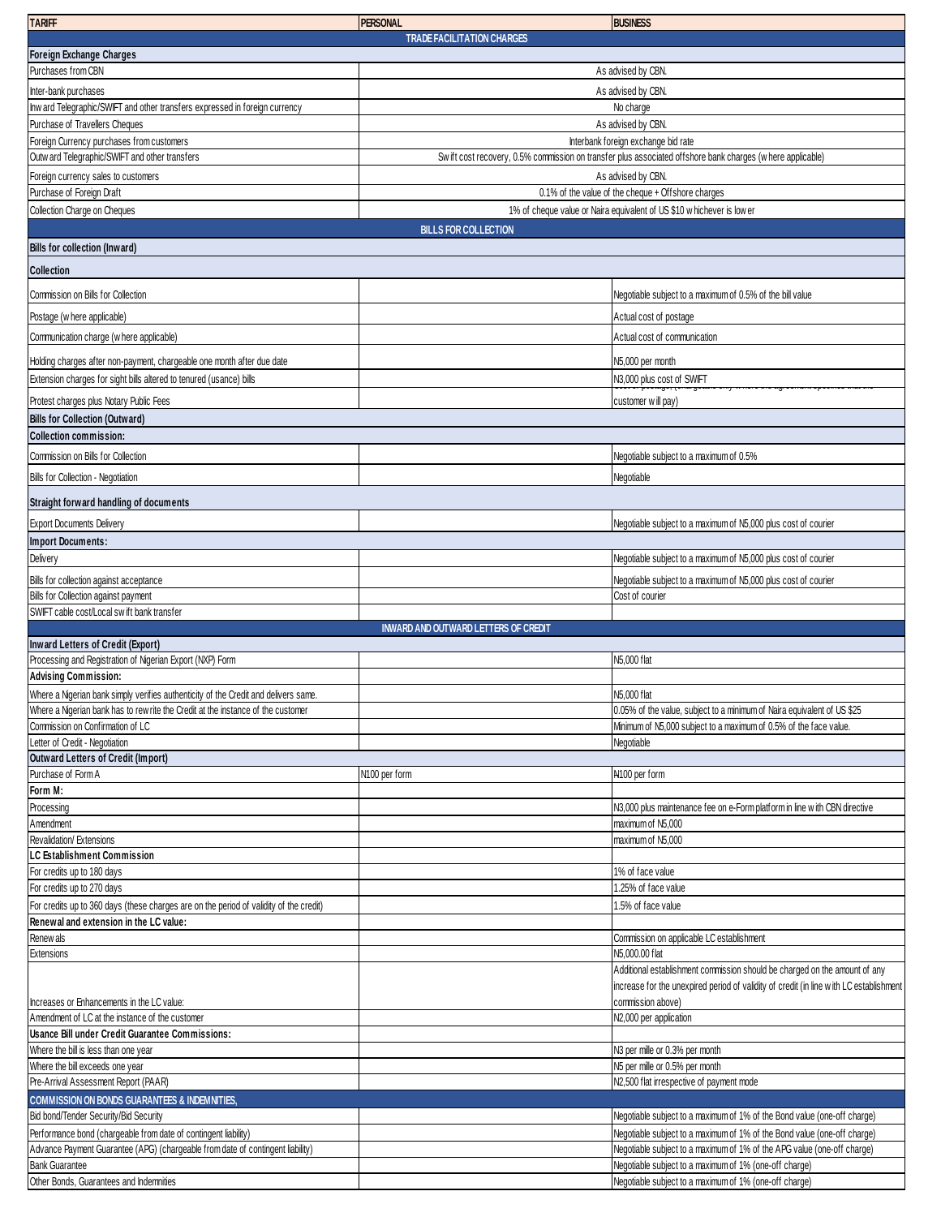| TARIFF | PERSONAL | BUSINESS |
|---|---|---|
| | TRADE FACILITATION CHARGES | |
| **Foreign Exchange Charges** | | |
| Purchases from CBN | As advised by CBN. | |
| Inter-bank purchases | As advised by CBN. | |
| Inward Telegraphic/SWIFT and other transfers expressed in foreign currency | No charge | |
| Purchase of Travellers Cheques | As advised by CBN. | |
| Foreign Currency purchases from customers | Interbank foreign exchange bid rate | |
| Outward Telegraphic/SWIFT and other transfers | Swift cost recovery, 0.5% commission on transfer plus associated offshore bank charges (where applicable) | |
| Foreign currency sales to customers | As advised by CBN. | |
| Purchase of Foreign Draft | 0.1% of the value of the cheque + Offshore charges | |
| Collection Charge on Cheques | 1% of cheque value or Naira equivalent of US $10 whichever is lower | |
| | BILLS FOR COLLECTION | |
| **Bills for collection (Inward)** | | |
| **Collection** | | |
| Commission on Bills for Collection | | Negotiable subject to a maximum of 0.5% of the bill value |
| Postage (where applicable) | | Actual cost of postage |
| Communication charge (where applicable) | | Actual cost of communication |
| Holding charges after non-payment, chargeable one month after due date | | N5,000 per month |
| Extension charges for sight bills altered to tenured (usance) bills | | N3,000 plus cost of SWIFT |
| Protest charges plus Notary Public Fees | | Cost of postage, (chargeable only where the agreement specifies that the customer will pay) |
| **Bills for Collection (Outward)** | | |
| **Collection commission:** | | |
| Commission on Bills for Collection | | Negotiable subject to a maximum of 0.5% |
| Bills for Collection - Negotiation | | Negotiable |
| **Straight forward handling of documents** | | |
| Export Documents Delivery | | Negotiable subject to a maximum of N5,000 plus cost of courier |
| **Import Documents:** | | |
| Delivery | | Negotiable subject to a maximum of N5,000 plus cost of courier |
| Bills for collection against acceptance | | Negotiable subject to a maximum of N5,000 plus cost of courier |
| Bills for Collection against payment | | Cost of courier |
| SWIFT cable cost/Local swift bank transfer | | |
| | INWARD AND OUTWARD LETTERS OF CREDIT | |
| **Inward Letters of Credit (Export)** | | |
| Processing and Registration of Nigerian Export (NXP) Form | | N5,000 flat |
| **Advising Commission:** | | |
| Where a Nigerian bank simply verifies authenticity of the Credit and delivers same. | | N5,000 flat |
| Where a Nigerian bank has to rewrite the Credit at the instance of the customer | | 0.05% of the value, subject to a minimum of Naira equivalent of US $25 |
| Commission on Confirmation of LC | | Minimum of N5,000 subject to a maximum of 0.5% of the face value. |
| Letter of Credit - Negotiation | | Negotiable |
| **Outward Letters of Credit (Import)** | | |
| Purchase of Form A | N100 per form | ₦100 per form |
| **Form M:** | | |
| Processing | | N3,000 plus maintenance fee on e-Form platform in line with CBN directive |
| Amendment | | maximum of N5,000 |
| Revalidation/ Extensions | | maximum of N5,000 |
| **LC Establishment Commission** | | |
| For credits up to 180 days | | 1% of face value |
| For credits up to 270 days | | 1.25% of face value |
| For credits up to 360 days (these charges are on the period of validity of the credit) | | 1.5% of face value |
| **Renewal and extension in the LC value:** | | |
| Renewals | | Commission on applicable LC establishment |
| Extensions | | N5,000.00 flat |
| Increases or Enhancements in the LC value: | | Additional establishment commission should be charged on the amount of any increase for the unexpired period of validity of credit (in line with LC establishment commission above) |
| Amendment of LC at the instance of the customer | | N2,000 per application |
| **Usance Bill under Credit Guarantee Commissions:** | | |
| Where the bill is less than one year | | N3 per mille or 0.3% per month |
| Where the bill exceeds one year | | N5 per mille or 0.5% per month |
| Pre-Arrival Assessment Report (PAAR) | | N2,500 flat irrespective of payment mode |
| **COMMISSION ON BONDS GUARANTEES & INDEMNITIES,** | | |
| Bid bond/Tender Security/Bid Security | | Negotiable subject to a maximum of 1% of the Bond value (one-off charge) |
| Performance bond (chargeable from date of contingent liability) | | Negotiable subject to a maximum of 1% of the Bond value (one-off charge) |
| Advance Payment Guarantee (APG) (chargeable from date of contingent liability) | | Negotiable subject to a maximum of 1% of the APG value (one-off charge) |
| Bank Guarantee | | Negotiable subject to a maximum of 1% (one-off charge) |
| Other Bonds, Guarantees and Indemnities | | Negotiable subject to a maximum of 1% (one-off charge) |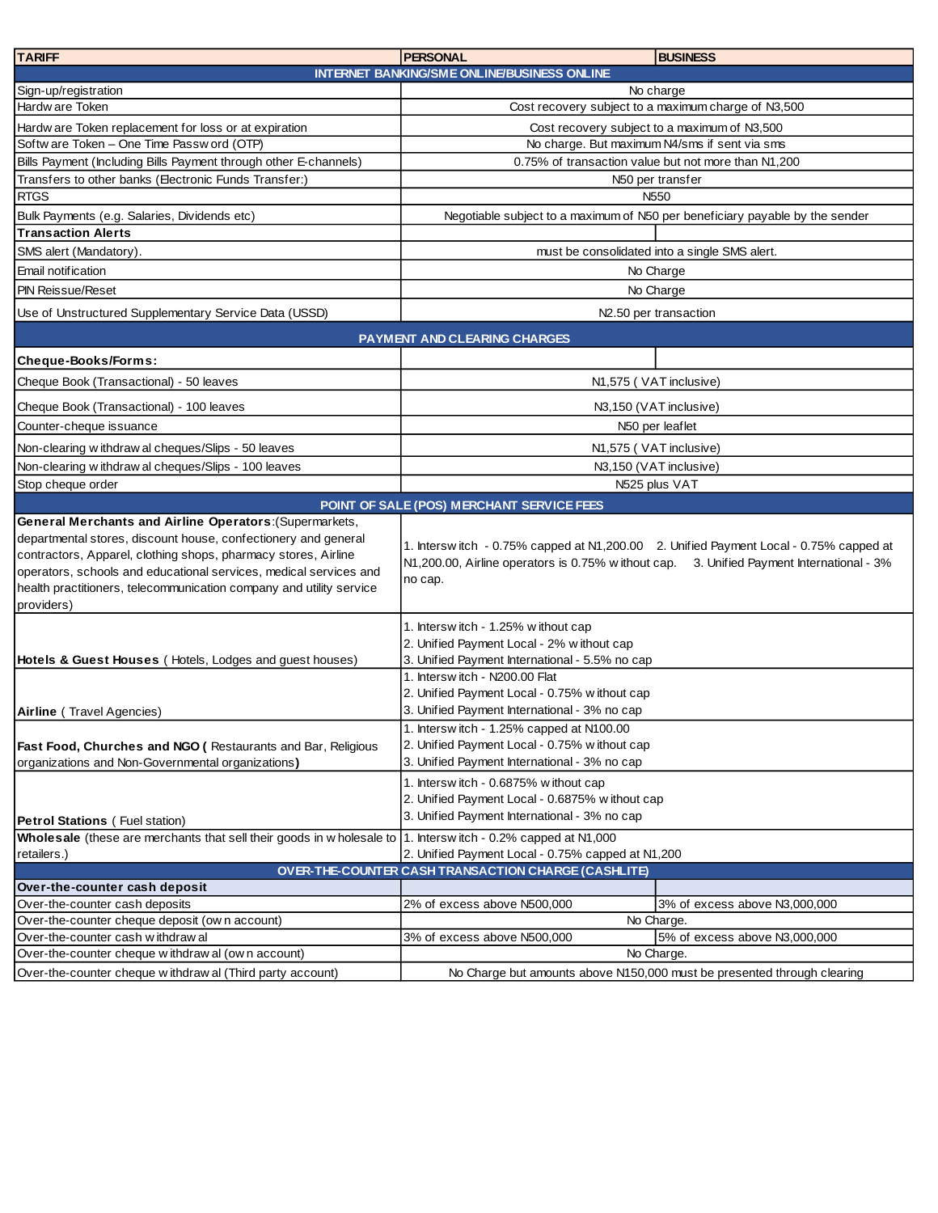| TARIFF | PERSONAL | BUSINESS |
|---|---|---|
| **INTERNET BANKING/SME ONLINE/BUSINESS ONLINE** | | |
| Sign-up/registration | No charge | |
| Hardware Token | Cost recovery subject to a maximum charge of N3,500 | |
| Hardware Token replacement for loss or at expiration | Cost recovery subject to a maximum of N3,500 | |
| Software Token – One Time Password (OTP) | No charge. But maximum N4/sms if sent via sms | |
| Bills Payment (Including Bills Payment through other E-channels) | 0.75% of transaction value but not more than N1,200 | |
| Transfers to other banks (Electronic Funds Transfer:) | N50 per transfer | |
| RTGS | N550 | |
| Bulk Payments (e.g. Salaries, Dividends etc) | Negotiable subject to a maximum of N50 per beneficiary payable by the sender | |
| **Transaction Alerts** | | |
| SMS alert (Mandatory). | must be consolidated into a single SMS alert. | |
| Email notification | No Charge | |
| PIN Reissue/Reset | No Charge | |
| Use of Unstructured Supplementary Service Data (USSD) | N2.50 per transaction | |
| **PAYMENT AND CLEARING CHARGES** | | |
| **Cheque-Books/Forms:** | | |
| Cheque Book (Transactional) - 50 leaves | N1,575 ( VAT inclusive) | |
| Cheque Book (Transactional) - 100 leaves | N3,150 (VAT inclusive) | |
| Counter-cheque issuance | N50 per leaflet | |
| Non-clearing withdrawal cheques/Slips - 50 leaves | N1,575 ( VAT inclusive) | |
| Non-clearing withdrawal cheques/Slips - 100 leaves | N3,150 (VAT inclusive) | |
| Stop cheque order | N525 plus VAT | |
| **POINT OF SALE (POS) MERCHANT SERVICE FEES** | | |
| **General Merchants and Airline Operators**:(Supermarkets, departmental stores, discount house, confectionery and general contractors, Apparel, clothing shops, pharmacy stores, Airline operators, schools and educational services, medical services and health practitioners, telecommunication company and utility service providers) | 1. Interswitch - 0.75% capped at N1,200.00 2. Unified Payment Local - 0.75% capped at N1,200.00, Airline operators is 0.75% without cap. 3. Unified Payment International - 3% no cap. | |
| **Hotels & Guest Houses** ( Hotels, Lodges and guest houses) | 1. Interswitch - 1.25% without cap<br>2. Unified Payment Local - 2% without cap<br>3. Unified Payment International - 5.5% no cap | |
| **Airline** ( Travel Agencies) | 1. Interswitch - N200.00 Flat<br>2. Unified Payment Local - 0.75% without cap<br>3. Unified Payment International - 3% no cap | |
| **Fast Food, Churches and NGO (** Restaurants and Bar, Religious organizations and Non-Governmental organizations**)** | 1. Interswitch - 1.25% capped at N100.00<br>2. Unified Payment Local - 0.75% without cap<br>3. Unified Payment International - 3% no cap | |
| **Petrol Stations** ( Fuel station) | 1. Interswitch - 0.6875% without cap<br>2. Unified Payment Local - 0.6875% without cap<br>3. Unified Payment International - 3% no cap | |
| **Wholesale** (these are merchants that sell their goods in wholesale to retailers.) | 1. Interswitch - 0.2% capped at N1,000<br>2. Unified Payment Local - 0.75% capped at N1,200 | |
| **OVER-THE-COUNTER CASH TRANSACTION CHARGE (CASHLITE)** | | |
| **Over-the-counter cash deposit** | | |
| Over-the-counter cash deposits | 2% of excess above N500,000 | 3% of excess above N3,000,000 |
| Over-the-counter cheque deposit (own account) | No Charge. | |
| Over-the-counter cash withdrawal | 3% of excess above N500,000 | 5% of excess above N3,000,000 |
| Over-the-counter cheque withdrawal (own account) | No Charge. | |
| Over-the-counter cheque withdrawal (Third party account) | No Charge but amounts above N150,000 must be presented through clearing | |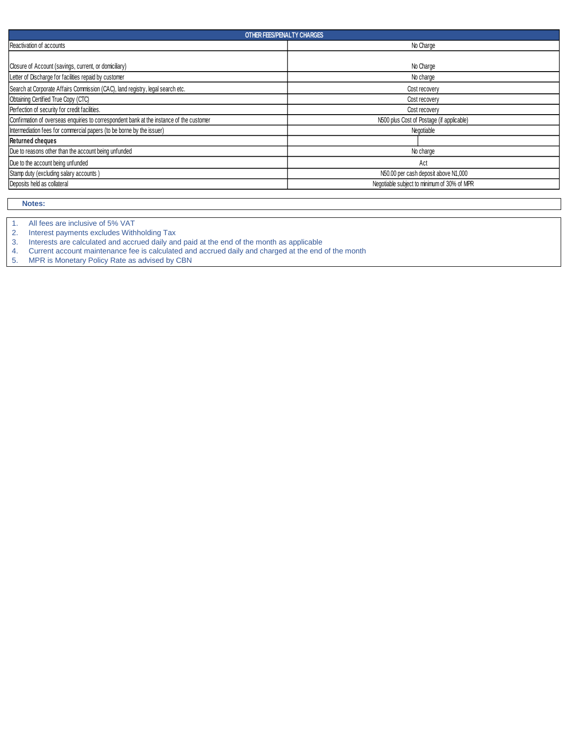| OTHER FEES/PENALTY CHARGES | |
|---|---|
| Reactivation of accounts | No Charge |
| Closure of Account (savings, current, or domiciliary) | No Charge |
| Letter of Discharge for facilities repaid by customer | No charge |
| Search at Corporate Affairs Commission (CAC), land registry, legal search etc. | Cost recovery |
| Obtaining Certified True Copy (CTC) | Cost recovery |
| Perfection of security for credit facilities. | Cost recovery |
| Confirmation of overseas enquiries to correspondent bank at the instance of the customer | N500 plus Cost of Postage (if applicable) |
| Intermediation fees for commercial papers (to be borne by the issuer) | Negotiable |
| **Returned cheques** | |
| Due to reasons other than the account being unfunded | No charge |
| Due to the account being unfunded | Act |
| Stamp duty (excluding salary accounts ) | N50.00 per cash deposit above N1,000 |
| Deposits held as collateral | Negotiable subject to minimum of 30% of MPR |

**Notes:**

1. All fees are inclusive of 5% VAT
2. Interest payments excludes Withholding Tax
3. Interests are calculated and accrued daily and paid at the end of the month as applicable
4. Current account maintenance fee is calculated and accrued daily and charged at the end of the month
5. MPR is Monetary Policy Rate as advised by CBN